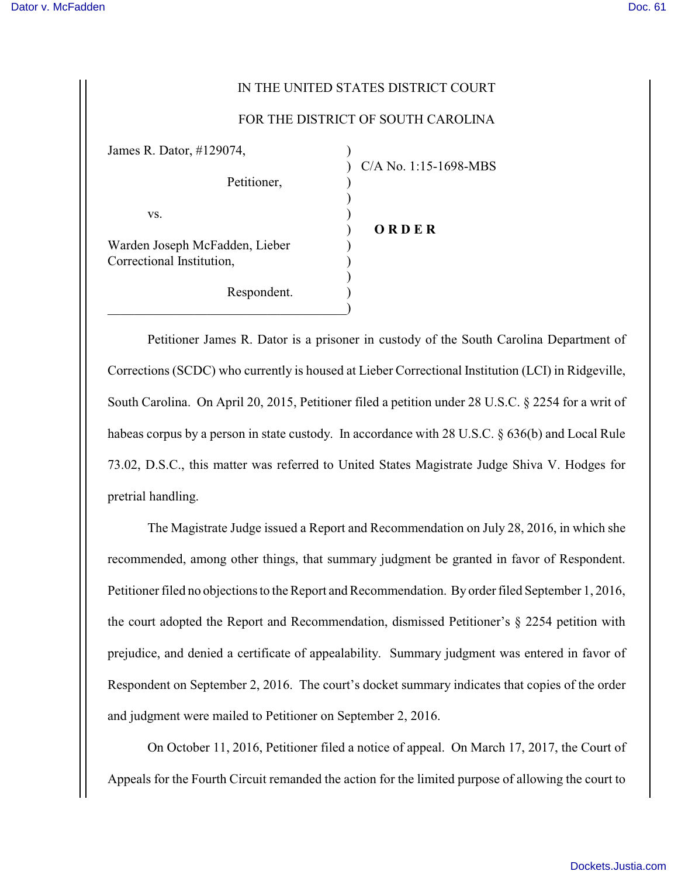IN THE UNITED STATES DISTRICT COURT

FOR THE DISTRICT OF SOUTH CAROLINA

| | |
|---|---|
| James R. Dator, #129074, Petitioner, | C/A No. 1:15-1698-MBS |
| vs. | **O R D E R** |
| Warden Joseph McFadden, Lieber Correctional Institution, Respondent. | |

Petitioner James R. Dator is a prisoner in custody of the South Carolina Department of Corrections (SCDC) who currently is housed at Lieber Correctional Institution (LCI) in Ridgeville, South Carolina. On April 20, 2015, Petitioner filed a petition under 28 U.S.C. § 2254 for a writ of habeas corpus by a person in state custody. In accordance with 28 U.S.C. § 636(b) and Local Rule 73.02, D.S.C., this matter was referred to United States Magistrate Judge Shiva V. Hodges for pretrial handling.

The Magistrate Judge issued a Report and Recommendation on July 28, 2016, in which she recommended, among other things, that summary judgment be granted in favor of Respondent. Petitioner filed no objections to the Report and Recommendation. By order filed September 1, 2016, the court adopted the Report and Recommendation, dismissed Petitioner's § 2254 petition with prejudice, and denied a certificate of appealability. Summary judgment was entered in favor of Respondent on September 2, 2016. The court's docket summary indicates that copies of the order and judgment were mailed to Petitioner on September 2, 2016.

On October 11, 2016, Petitioner filed a notice of appeal. On March 17, 2017, the Court of Appeals for the Fourth Circuit remanded the action for the limited purpose of allowing the court to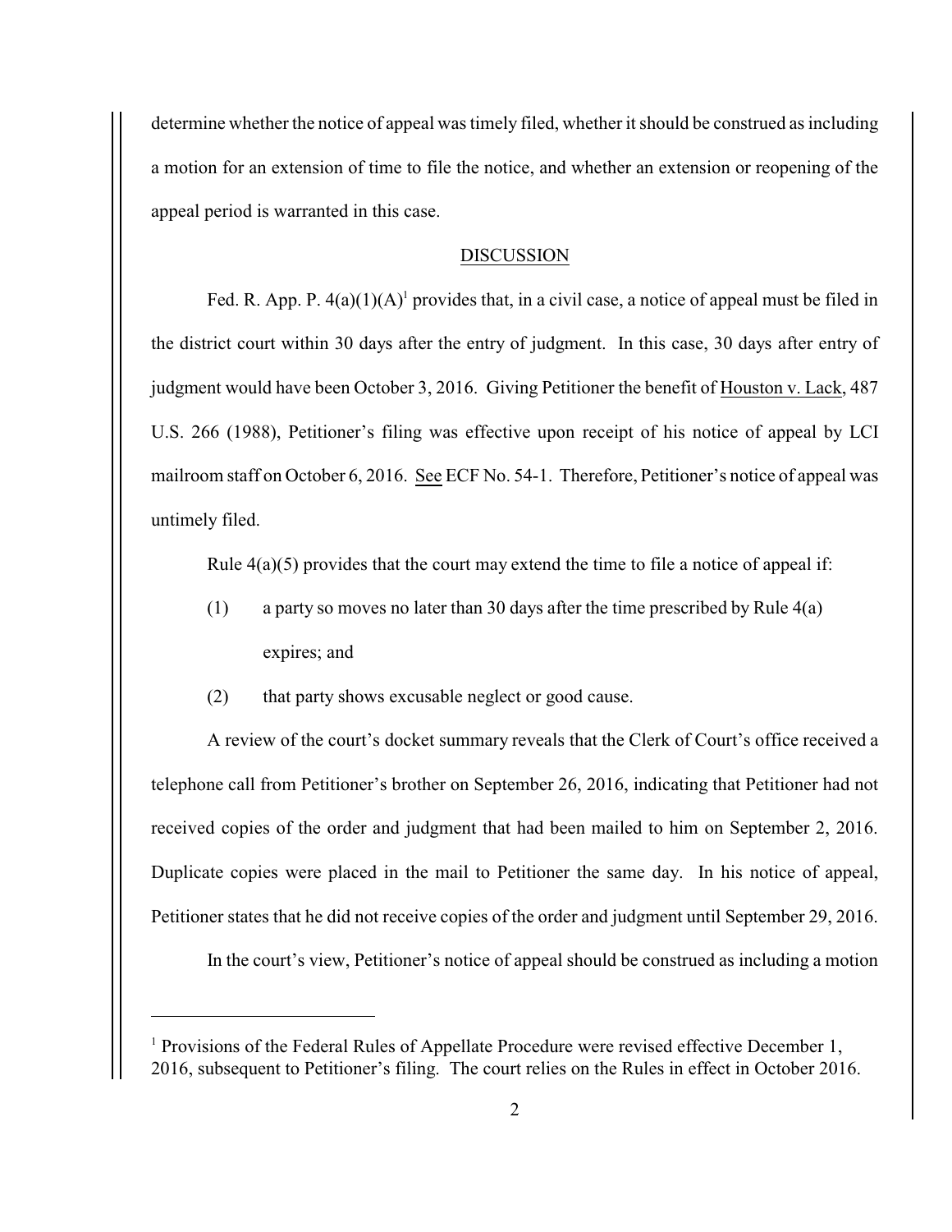determine whether the notice of appeal was timely filed, whether it should be construed as including a motion for an extension of time to file the notice, and whether an extension or reopening of the appeal period is warranted in this case.

## DISCUSSION

Fed. R. App. P. 4(a)(1)(A)[1] provides that, in a civil case, a notice of appeal must be filed in the district court within 30 days after the entry of judgment. In this case, 30 days after entry of judgment would have been October 3, 2016. Giving Petitioner the benefit of Houston v. Lack, 487 U.S. 266 (1988), Petitioner's filing was effective upon receipt of his notice of appeal by LCI mailroom staff on October 6, 2016. See ECF No. 54-1. Therefore, Petitioner's notice of appeal was untimely filed.

Rule 4(a)(5) provides that the court may extend the time to file a notice of appeal if:

(1) a party so moves no later than 30 days after the time prescribed by Rule 4(a) expires; and

(2) that party shows excusable neglect or good cause.

A review of the court's docket summary reveals that the Clerk of Court's office received a telephone call from Petitioner's brother on September 26, 2016, indicating that Petitioner had not received copies of the order and judgment that had been mailed to him on September 2, 2016. Duplicate copies were placed in the mail to Petitioner the same day. In his notice of appeal, Petitioner states that he did not receive copies of the order and judgment until September 29, 2016.

In the court's view, Petitioner's notice of appeal should be construed as including a motion

---

[1] Provisions of the Federal Rules of Appellate Procedure were revised effective December 1, 2016, subsequent to Petitioner's filing. The court relies on the Rules in effect in October 2016.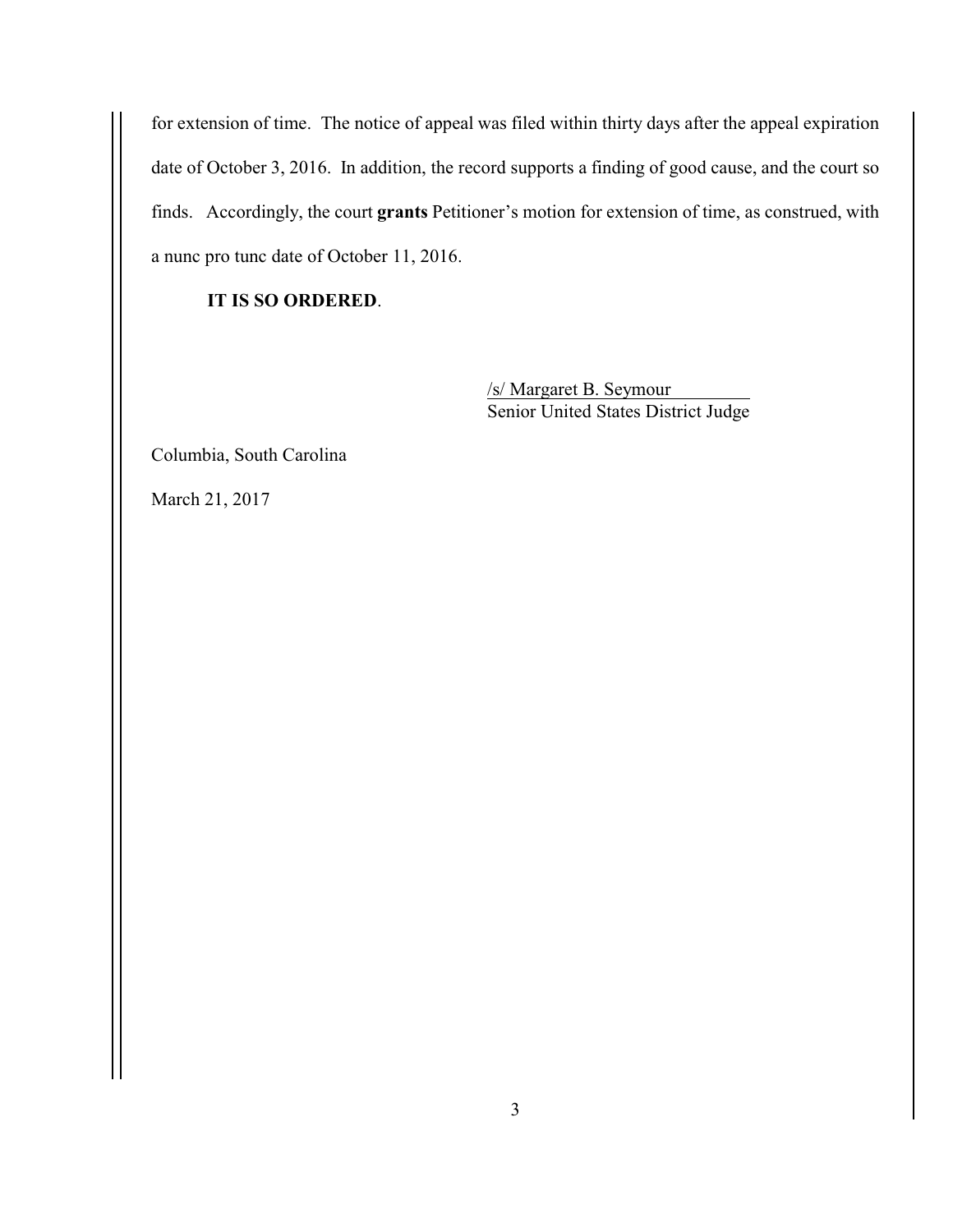for extension of time. The notice of appeal was filed within thirty days after the appeal expiration date of October 3, 2016. In addition, the record supports a finding of good cause, and the court so finds. Accordingly, the court **grants** Petitioner's motion for extension of time, as construed, with a nunc pro tunc date of October 11, 2016.

**IT IS SO ORDERED**.

/s/ Margaret B. Seymour
Senior United States District Judge

Columbia, South Carolina

March 21, 2017